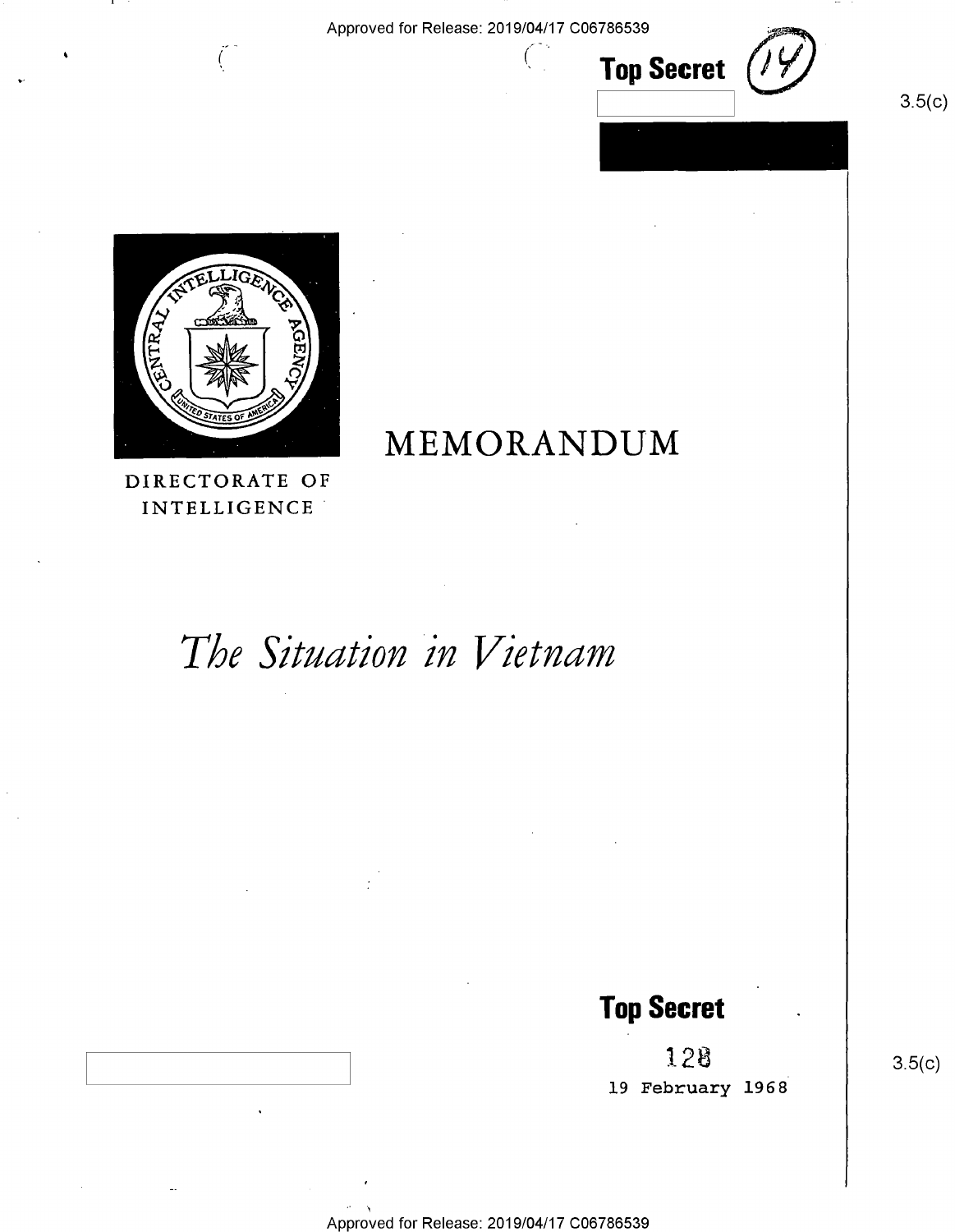Approved for Release: 2019/04/17 C06786539

**Top Secret** (14)

3.5(c)

DIRECTORATE OF INTELLIGENCE

# MEMORANDUM

# *The Situation in Vietnam*

**Top Secret**

128

19 February 1968

3.5(c)

Approved for Release: 2019/04/17 C06786539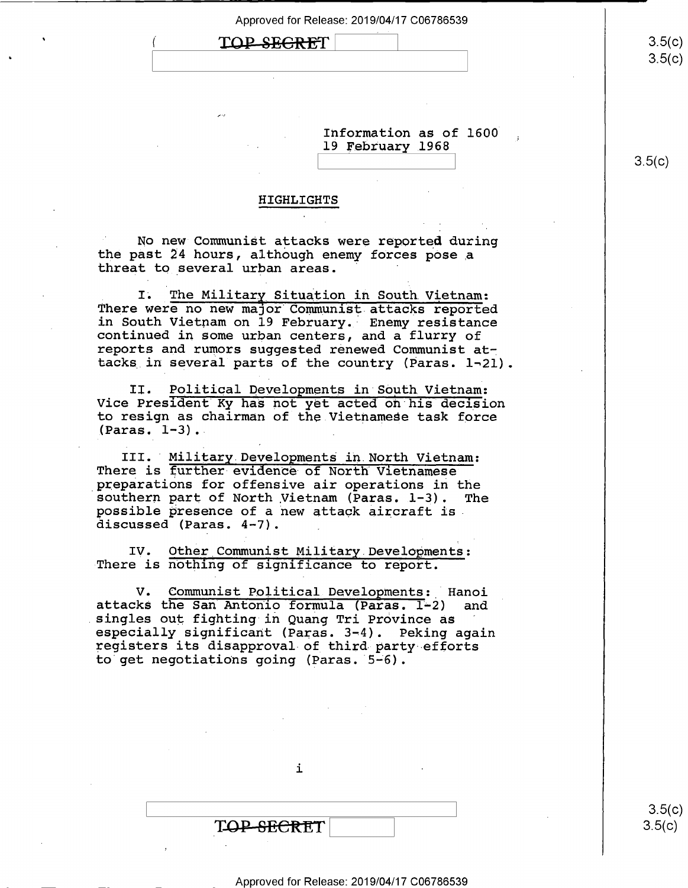TOP SECRET

Information as of 1600
19 February 1968

## HIGHLIGHTS

No new Communist attacks were reported during the past 24 hours, although enemy forces pose a threat to several urban areas.

I. The Military Situation in South Vietnam: There were no new major Communist attacks reported in South Vietnam on 19 February. Enemy resistance continued in some urban centers, and a flurry of reports and rumors suggested renewed Communist attacks in several parts of the country (Paras. 1-21).

II. Political Developments in South Vietnam: Vice President Ky has not yet acted on his decision to resign as chairman of the Vietnamese task force (Paras. 1-3).

III. Military Developments in North Vietnam: There is further evidence of North Vietnamese preparations for offensive air operations in the southern part of North Vietnam (Paras. 1-3). The possible presence of a new attack aircraft is discussed (Paras. 4-7).

IV. Other Communist Military Developments: There is nothing of significance to report.

V. Communist Political Developments: Hanoi attacks the San Antonio formula (Paras. 1-2) and singles out fighting in Quang Tri Province as especially significant (Paras. 3-4). Peking again registers its disapproval of third party efforts to get negotiations going (Paras. 5-6).

TOP SECRET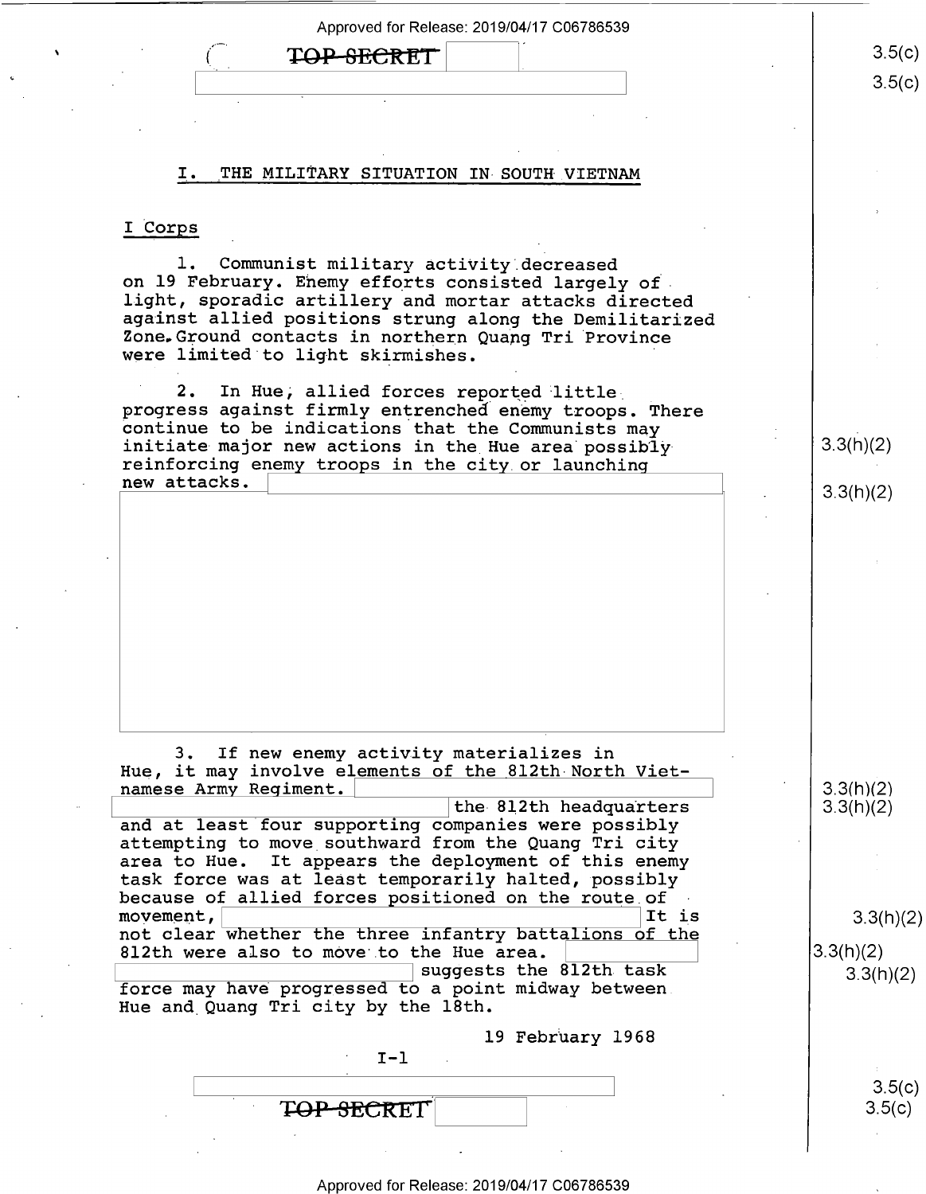# I. THE MILITARY SITUATION IN SOUTH VIETNAM

## I Corps

1. Communist military activity decreased on 19 February. Enemy efforts consisted largely of light, sporadic artillery and mortar attacks directed against allied positions strung along the Demilitarized Zone. Ground contacts in northern Quang Tri Province were limited to light skirmishes.

2. In Hue, allied forces reported little progress against firmly entrenched enemy troops. There continue to be indications that the Communists may initiate major new actions in the Hue area possibly reinforcing enemy troops in the city or launching new attacks.

3. If new enemy activity materializes in Hue, it may involve elements of the 812th North Vietnamese Army Regiment. the 812th headquarters and at least four supporting companies were possibly attempting to move southward from the Quang Tri city area to Hue. It appears the deployment of this enemy task force was at least temporarily halted, possibly because of allied forces positioned on the route of movement, It is not clear whether the three infantry battalions of the 812th were also to move to the Hue area. suggests the 812th task force may have progressed to a point midway between Hue and Quang Tri city by the 18th.

19 February 1968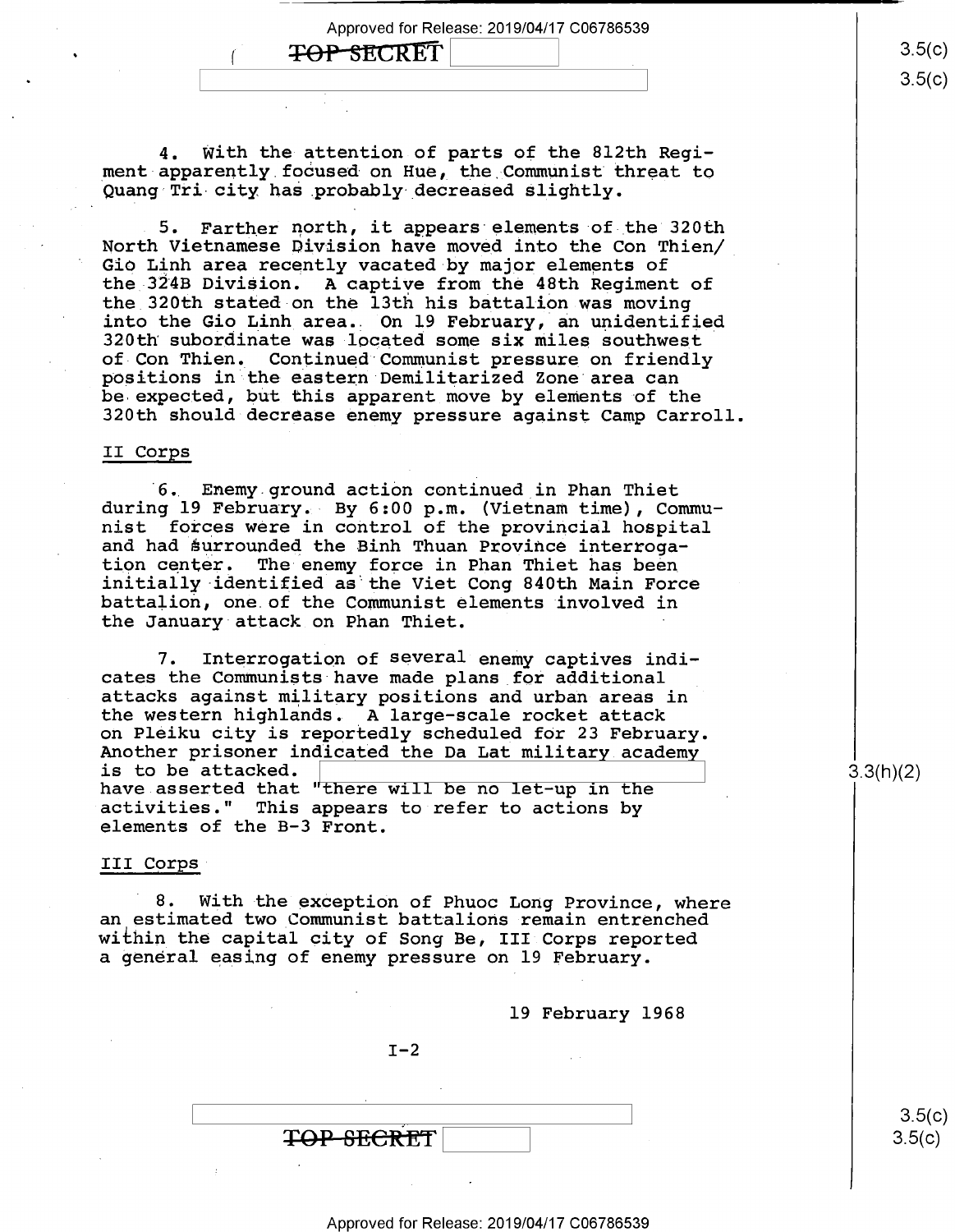4. With the attention of parts of the 812th Regiment apparently focused on Hue, the Communist threat to Quang Tri city has probably decreased slightly.

5. Farther north, it appears elements of the 320th North Vietnamese Division have moved into the Con Thien/Gio Linh area recently vacated by major elements of the 324B Division. A captive from the 48th Regiment of the 320th stated on the 13th his battalion was moving into the Gio Linh area. On 19 February, an unidentified 320th subordinate was located some six miles southwest of Con Thien. Continued Communist pressure on friendly positions in the eastern Demilitarized Zone area can be expected, but this apparent move by elements of the 320th should decrease enemy pressure against Camp Carroll.

## II Corps

6. Enemy ground action continued in Phan Thiet during 19 February. By 6:00 p.m. (Vietnam time), Communist forces were in control of the provincial hospital and had surrounded the Binh Thuan Province interrogation center. The enemy force in Phan Thiet has been initially identified as the Viet Cong 840th Main Force battalion, one of the Communist elements involved in the January attack on Phan Thiet.

7. Interrogation of several enemy captives indicates the Communists have made plans for additional attacks against military positions and urban areas in the western highlands. A large-scale rocket attack on Pleiku city is reportedly scheduled for 23 February. Another prisoner indicated the Da Lat military academy is to be attacked. [redacted] have asserted that "there will be no let-up in the activities." This appears to refer to actions by elements of the B-3 Front.

## III Corps

8. With the exception of Phuoc Long Province, where an estimated two Communist battalions remain entrenched within the capital city of Song Be, III Corps reported a general easing of enemy pressure on 19 February.

19 February 1968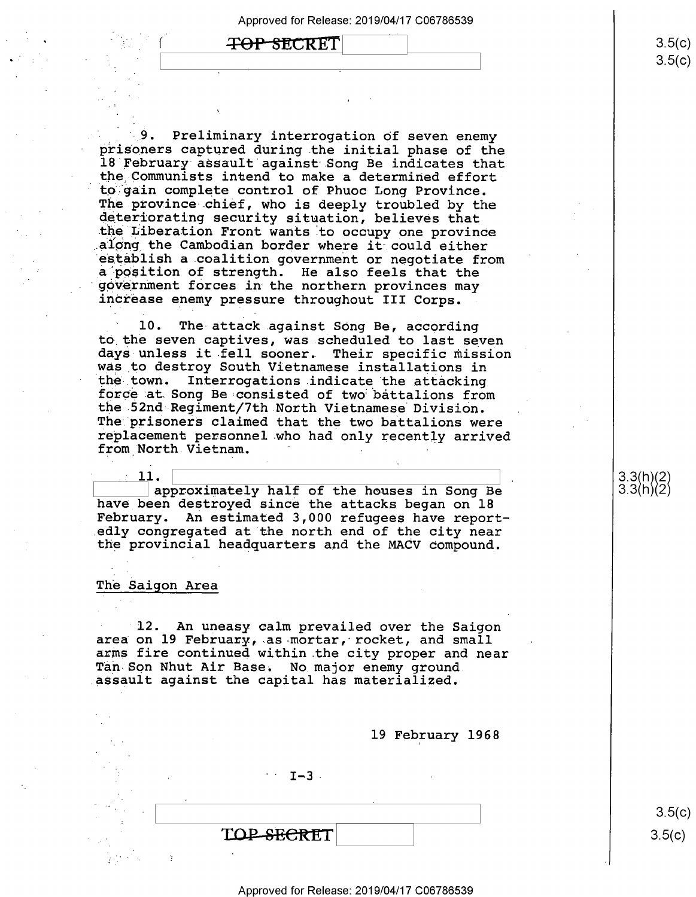9. Preliminary interrogation of seven enemy prisoners captured during the initial phase of the 18 February assault against Song Be indicates that the Communists intend to make a determined effort to gain complete control of Phuoc Long Province. The province chief, who is deeply troubled by the deteriorating security situation, believes that the Liberation Front wants to occupy one province along the Cambodian border where it could either establish a coalition government or negotiate from a position of strength. He also feels that the government forces in the northern provinces may increase enemy pressure throughout III Corps.

10. The attack against Song Be, according to the seven captives, was scheduled to last seven days unless it fell sooner. Their specific mission was to destroy South Vietnamese installations in the town. Interrogations indicate the attacking force at Song Be consisted of two battalions from the 52nd Regiment/7th North Vietnamese Division. The prisoners claimed that the two battalions were replacement personnel who had only recently arrived from North Vietnam.

11. [redacted] approximately half of the houses in Song Be have been destroyed since the attacks began on 18 February. An estimated 3,000 refugees have reportedly congregated at the north end of the city near the provincial headquarters and the MACV compound.

## The Saigon Area

12. An uneasy calm prevailed over the Saigon area on 19 February, as mortar, rocket, and small arms fire continued within the city proper and near Tan Son Nhut Air Base. No major enemy ground assault against the capital has materialized.

19 February 1968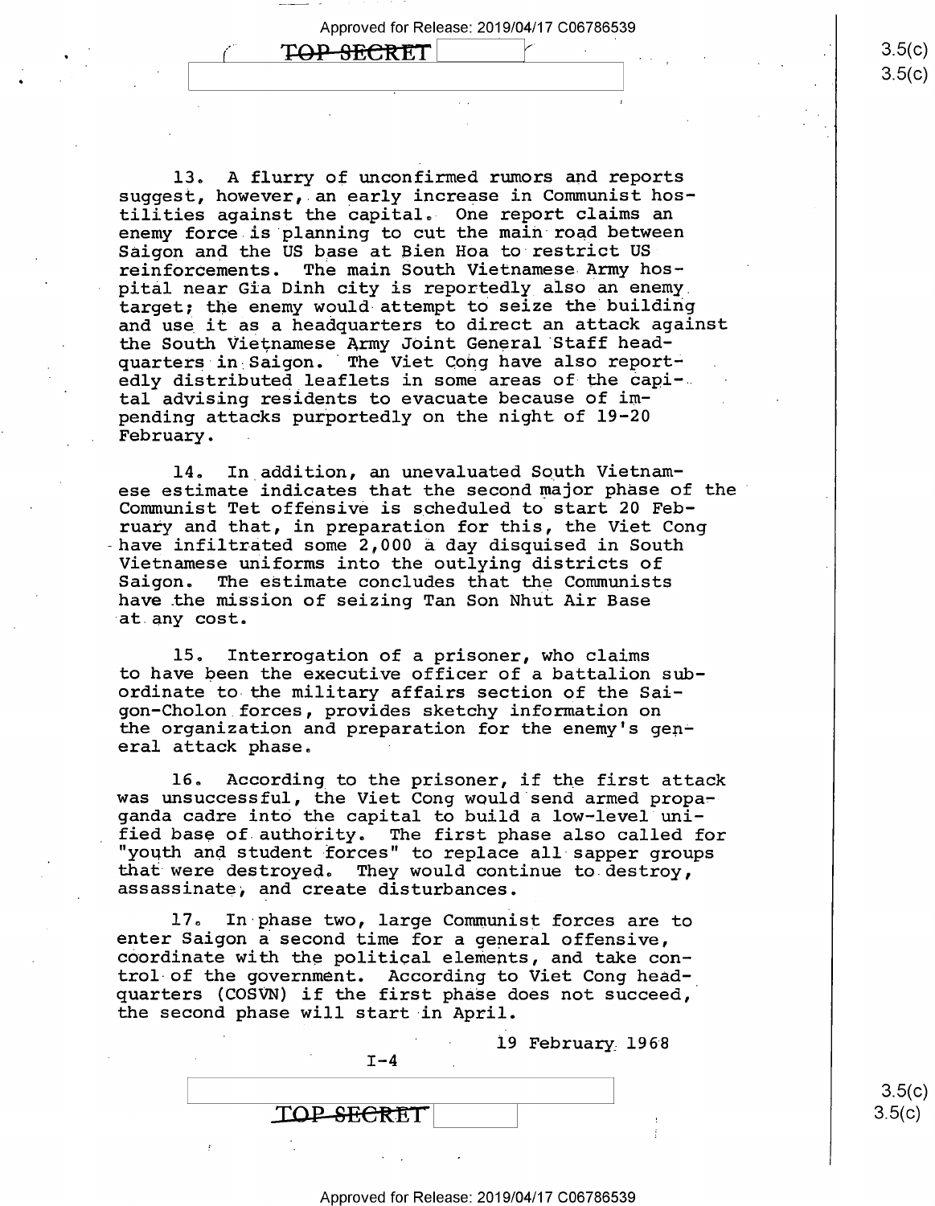13. A flurry of unconfirmed rumors and reports suggest, however, an early increase in Communist hostilities against the capital. One report claims an enemy force is planning to cut the main road between Saigon and the US base at Bien Hoa to restrict US reinforcements. The main South Vietnamese Army hospital near Gia Dinh city is reportedly also an enemy target; the enemy would attempt to seize the building and use it as a headquarters to direct an attack against the South Vietnamese Army Joint General Staff headquarters in Saigon. The Viet Cong have also reportedly distributed leaflets in some areas of the capital advising residents to evacuate because of impending attacks purportedly on the night of 19-20 February.

14. In addition, an unevaluated South Vietnamese estimate indicates that the second major phase of the Communist Tet offensive is scheduled to start 20 February and that, in preparation for this, the Viet Cong have infiltrated some 2,000 a day disguised in South Vietnamese uniforms into the outlying districts of Saigon. The estimate concludes that the Communists have the mission of seizing Tan Son Nhut Air Base at any cost.

15. Interrogation of a prisoner, who claims to have been the executive officer of a battalion subordinate to the military affairs section of the Saigon-Cholon forces, provides sketchy information on the organization and preparation for the enemy's general attack phase.

16. According to the prisoner, if the first attack was unsuccessful, the Viet Cong would send armed propaganda cadre into the capital to build a low-level unified base of authority. The first phase also called for "youth and student forces" to replace all sapper groups that were destroyed. They would continue to destroy, assassinate, and create disturbances.

17. In phase two, large Communist forces are to enter Saigon a second time for a general offensive, coordinate with the political elements, and take control of the government. According to Viet Cong headquarters (COSVN) if the first phase does not succeed, the second phase will start in April.

19 February 1968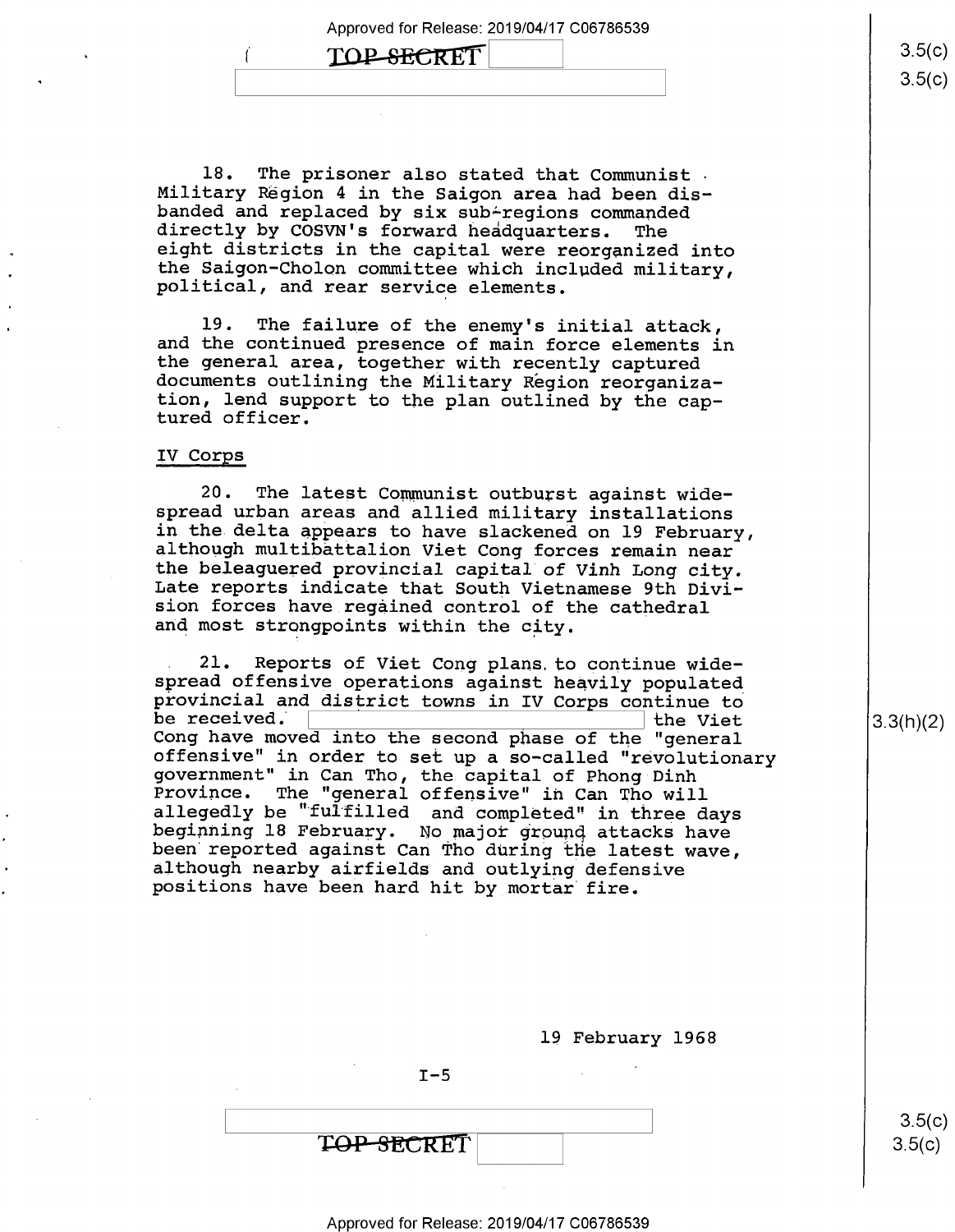18. The prisoner also stated that Communist Military Region 4 in the Saigon area had been disbanded and replaced by six sub-regions commanded directly by COSVN's forward headquarters. The eight districts in the capital were reorganized into the Saigon-Cholon committee which included military, political, and rear service elements.

19. The failure of the enemy's initial attack, and the continued presence of main force elements in the general area, together with recently captured documents outlining the Military Region reorganization, lend support to the plan outlined by the captured officer.

IV Corps

20. The latest Communist outburst against widespread urban areas and allied military installations in the delta appears to have slackened on 19 February, although multibattalion Viet Cong forces remain near the beleaguered provincial capital of Vinh Long city. Late reports indicate that South Vietnamese 9th Division forces have regained control of the cathedral and most strongpoints within the city.

21. Reports of Viet Cong plans to continue widespread offensive operations against heavily populated provincial and district towns in IV Corps continue to be received. [redacted] the Viet Cong have moved into the second phase of the "general offensive" in order to set up a so-called "revolutionary government" in Can Tho, the capital of Phong Dinh Province. The "general offensive" in Can Tho will allegedly be "fulfilled and completed" in three days beginning 18 February. No major ground attacks have been reported against Can Tho during the latest wave, although nearby airfields and outlying defensive positions have been hard hit by mortar fire.

19 February 1968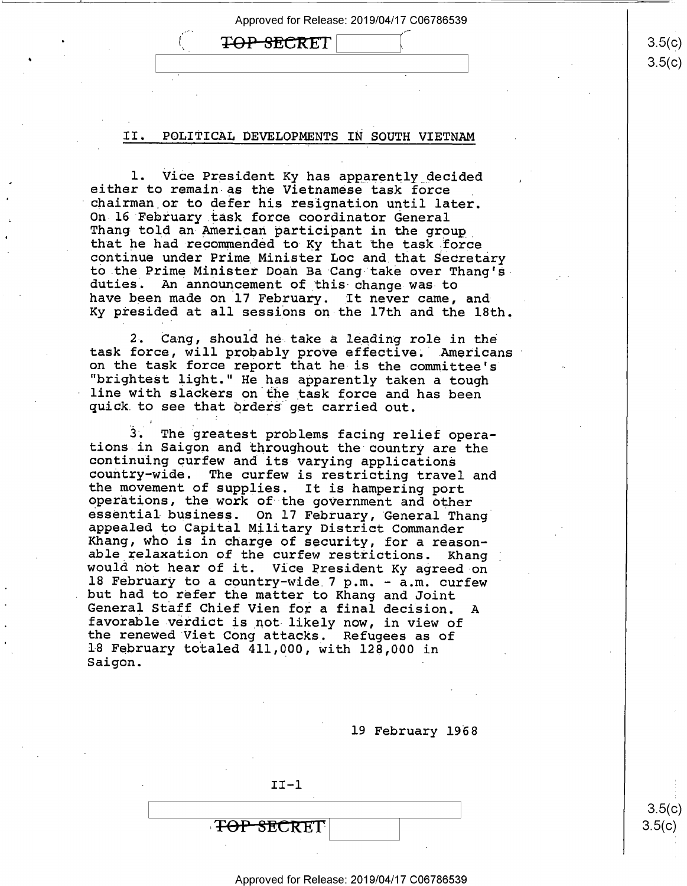## II. POLITICAL DEVELOPMENTS IN SOUTH VIETNAM

1. Vice President Ky has apparently decided either to remain as the Vietnamese task force chairman or to defer his resignation until later. On 16 February task force coordinator General Thang told an American participant in the group that he had recommended to Ky that the task force continue under Prime Minister Loc and that Secretary to the Prime Minister Doan Ba Cang take over Thang's duties. An announcement of this change was to have been made on 17 February. It never came, and Ky presided at all sessions on the 17th and the 18th.

2. Cang, should he take a leading role in the task force, will probably prove effective. Americans on the task force report that he is the committee's "brightest light." He has apparently taken a tough line with slackers on the task force and has been quick to see that orders get carried out.

3. The greatest problems facing relief operations in Saigon and throughout the country are the continuing curfew and its varying applications country-wide. The curfew is restricting travel and the movement of supplies. It is hampering port operations, the work of the government and other essential business. On 17 February, General Thang appealed to Capital Military District Commander Khang, who is in charge of security, for a reasonable relaxation of the curfew restrictions. Khang would not hear of it. Vice President Ky agreed on 18 February to a country-wide 7 p.m. - a.m. curfew but had to refer the matter to Khang and Joint General Staff Chief Vien for a final decision. A favorable verdict is not likely now, in view of the renewed Viet Cong attacks. Refugees as of 18 February totaled 411,000, with 128,000 in Saigon.

19 February 1968

II-1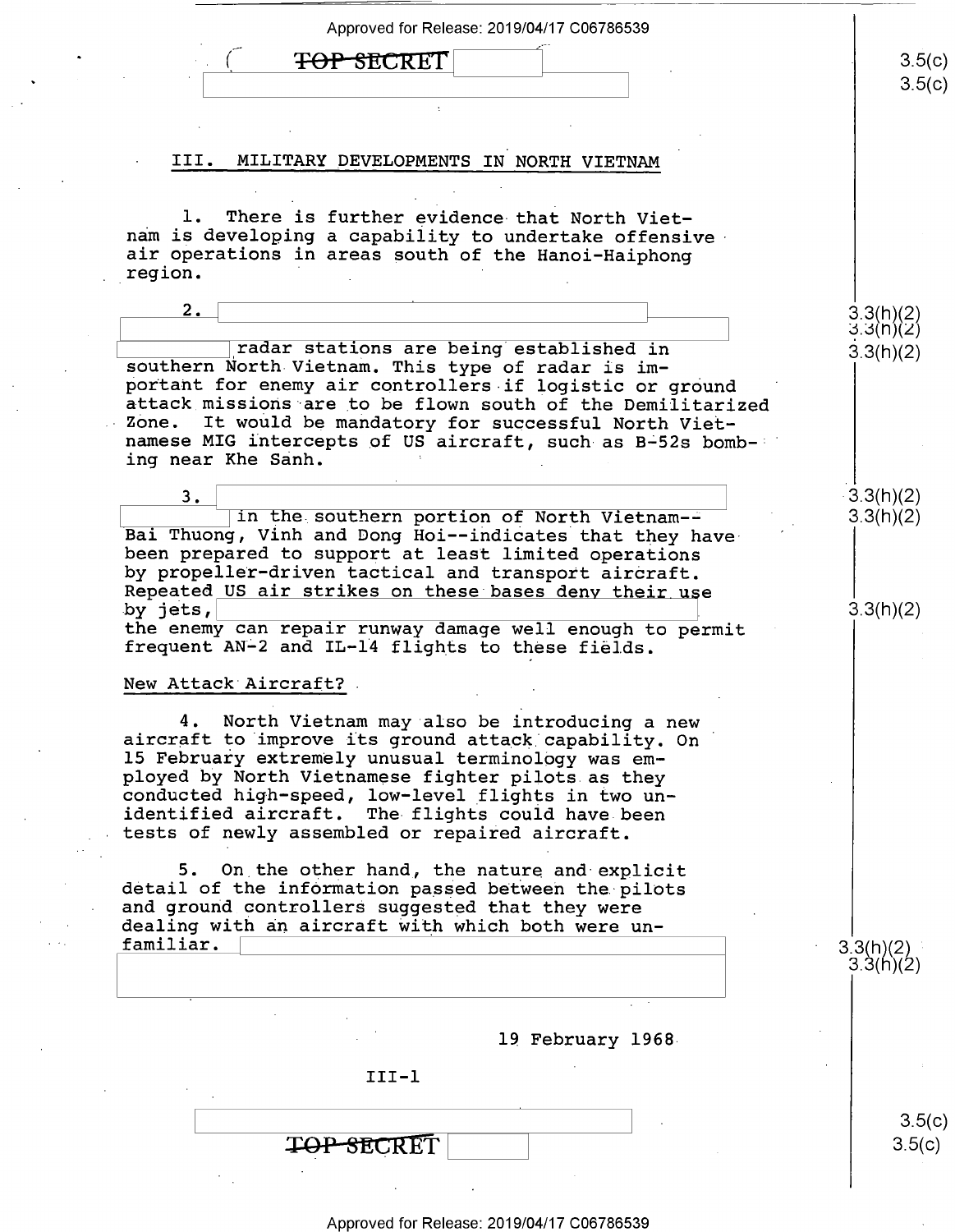TOP SECRET

## III. MILITARY DEVELOPMENTS IN NORTH VIETNAM

1. There is further evidence that North Vietnam is developing a capability to undertake offensive air operations in areas south of the Hanoi-Haiphong region.

2. radar stations are being established in southern North Vietnam. This type of radar is important for enemy air controllers if logistic or ground attack missions are to be flown south of the Demilitarized Zone. It would be mandatory for successful North Vietnamese MIG intercepts of US aircraft, such as B-52s bombing near Khe Sanh.

3. in the southern portion of North Vietnam--Bai Thuong, Vinh and Dong Hoi--indicates that they have been prepared to support at least limited operations by propeller-driven tactical and transport aircraft. Repeated US air strikes on these bases deny their use by jets, the enemy can repair runway damage well enough to permit frequent AN-2 and IL-14 flights to these fields.

### New Attack Aircraft?

4. North Vietnam may also be introducing a new aircraft to improve its ground attack capability. On 15 February extremely unusual terminology was employed by North Vietnamese fighter pilots as they conducted high-speed, low-level flights in two unidentified aircraft. The flights could have been tests of newly assembled or repaired aircraft.

5. On the other hand, the nature and explicit detail of the information passed between the pilots and ground controllers suggested that they were dealing with an aircraft with which both were unfamiliar.

19 February 1968

III-1

TOP SECRET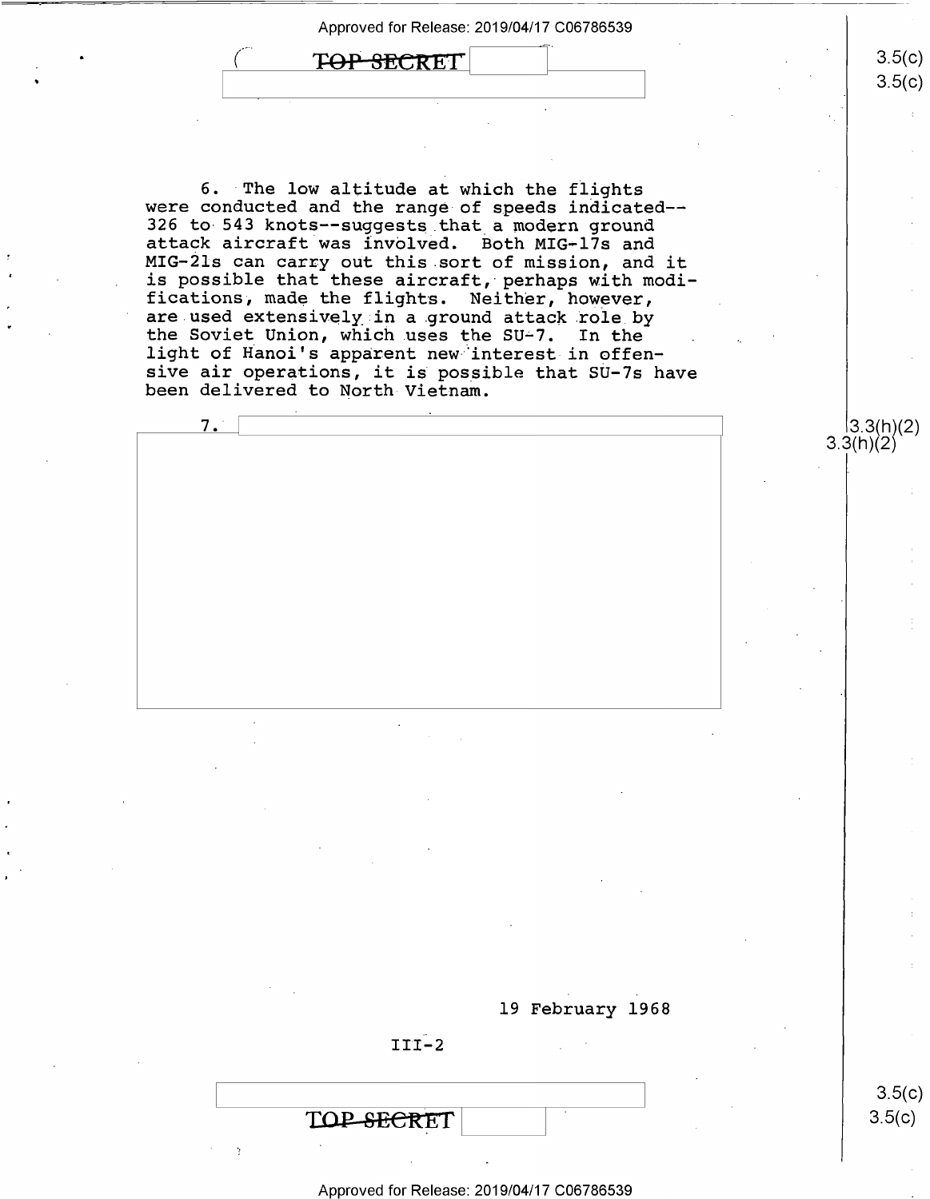6. The low altitude at which the flights were conducted and the range of speeds indicated--326 to 543 knots--suggests that a modern ground attack aircraft was involved. Both MIG-17s and MIG-21s can carry out this sort of mission, and it is possible that these aircraft, perhaps with modifications, made the flights. Neither, however, are used extensively in a ground attack role by the Soviet Union, which uses the SU-7. In the light of Hanoi's apparent new interest in offensive air operations, it is possible that SU-7s have been delivered to North Vietnam.

7.

19 February 1968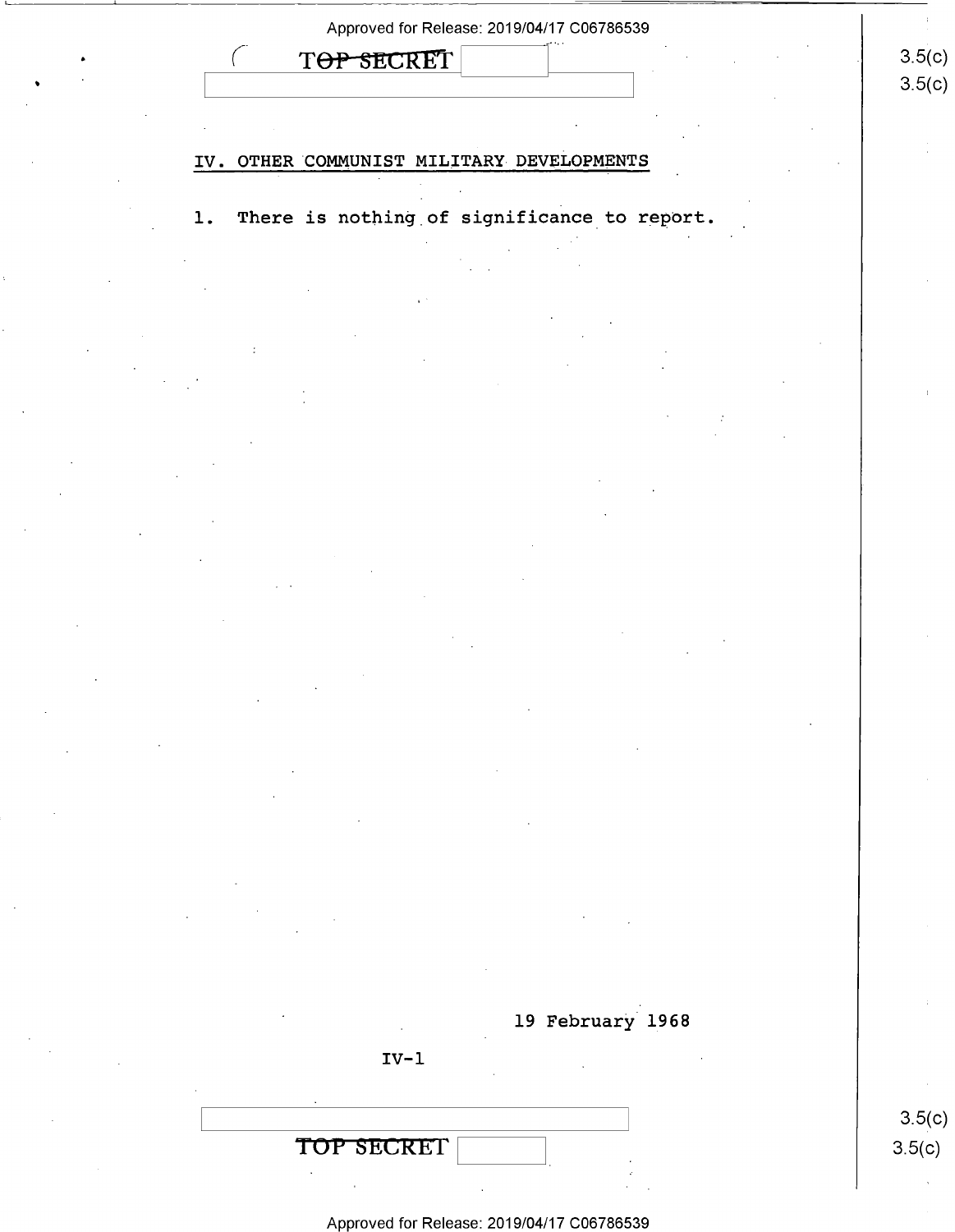## IV. OTHER COMMUNIST MILITARY DEVELOPMENTS

1. There is nothing of significance to report.

19 February 1968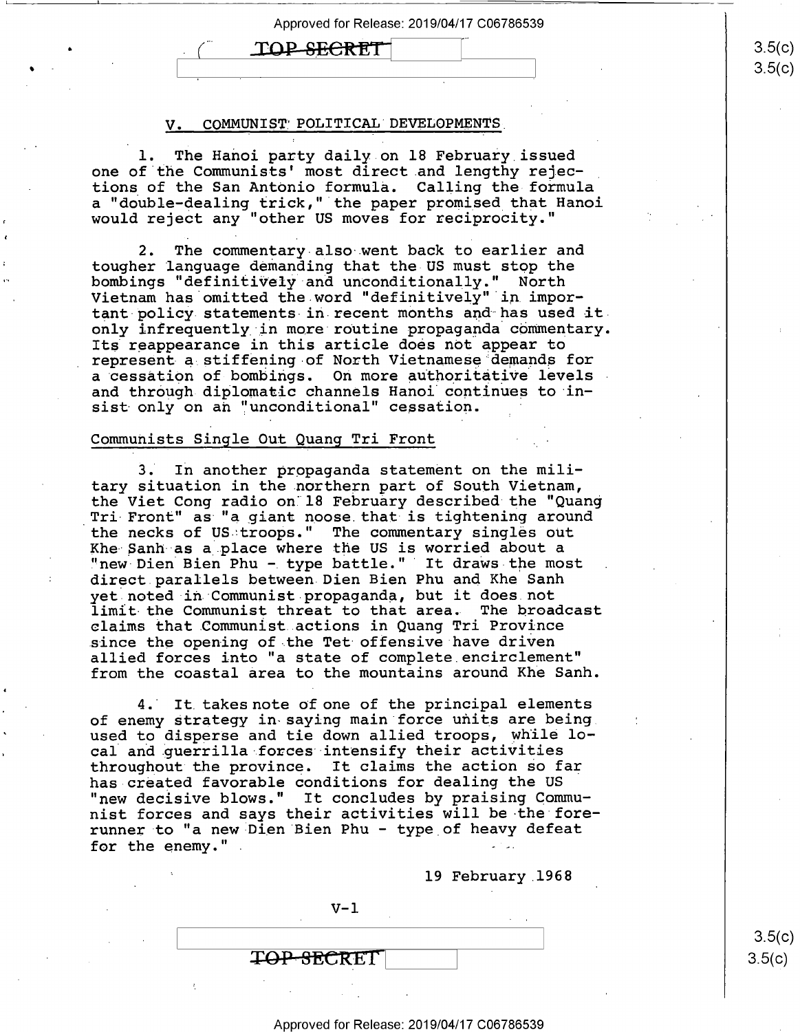## V. COMMUNIST POLITICAL DEVELOPMENTS

1. The Hanoi party daily on 18 February issued one of the Communists' most direct and lengthy rejections of the San Antonio formula. Calling the formula a "double-dealing trick," the paper promised that Hanoi would reject any "other US moves for reciprocity."

2. The commentary also went back to earlier and tougher language demanding that the US must stop the bombings "definitively and unconditionally." North Vietnam has omitted the word "definitively" in important policy statements in recent months and has used it only infrequently in more routine propaganda commentary. Its reappearance in this article does not appear to represent a stiffening of North Vietnamese demands for a cessation of bombings. On more authoritative levels and through diplomatic channels Hanoi continues to insist only on an "unconditional" cessation.

### Communists Single Out Quang Tri Front

3. In another propaganda statement on the military situation in the northern part of South Vietnam, the Viet Cong radio on 18 February described the "Quang Tri Front" as "a giant noose that is tightening around the necks of US troops." The commentary singles out Khe Sanh as a place where the US is worried about a "new Dien Bien Phu - type battle." It draws the most direct parallels between Dien Bien Phu and Khe Sanh yet noted in Communist propaganda, but it does not limit the Communist threat to that area. The broadcast claims that Communist actions in Quang Tri Province since the opening of the Tet offensive have driven allied forces into "a state of complete encirclement" from the coastal area to the mountains around Khe Sanh.

4. It takes note of one of the principal elements of enemy strategy in saying main force units are being used to disperse and tie down allied troops, while local and guerrilla forces intensify their activities throughout the province. It claims the action so far has created favorable conditions for dealing the US "new decisive blows." It concludes by praising Communist forces and says their activities will be the forerunner to "a new Dien Bien Phu - type of heavy defeat for the enemy."

19 February 1968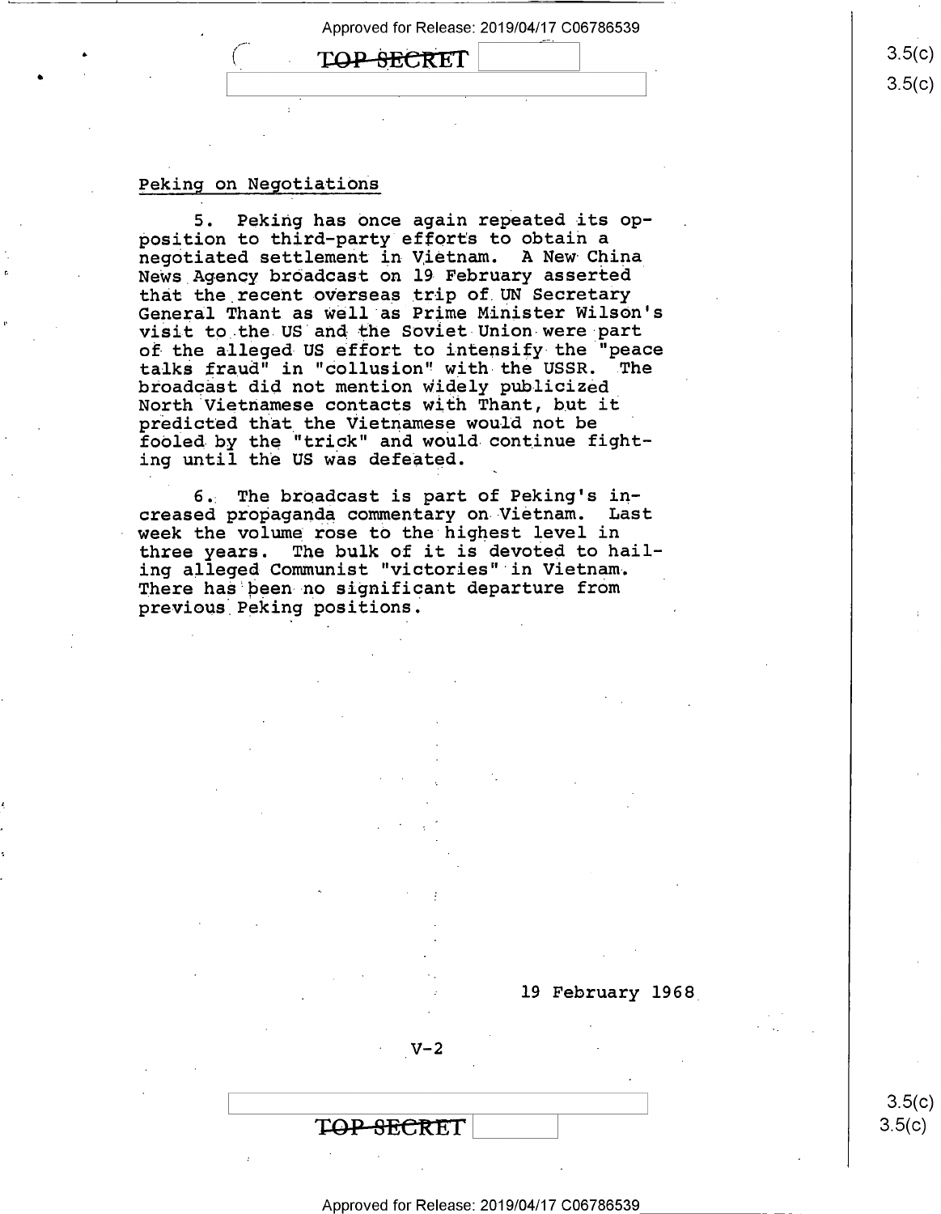## Peking on Negotiations

5. Peking has once again repeated its opposition to third-party efforts to obtain a negotiated settlement in Vietnam. A New China News Agency broadcast on 19 February asserted that the recent overseas trip of UN Secretary General Thant as well as Prime Minister Wilson's visit to the US and the Soviet Union were part of the alleged US effort to intensify the "peace talks fraud" in "collusion" with the USSR. The broadcast did not mention widely publicized North Vietnamese contacts with Thant, but it predicted that the Vietnamese would not be fooled by the "trick" and would continue fighting until the US was defeated.

6. The broadcast is part of Peking's increased propaganda commentary on Vietnam. Last week the volume rose to the highest level in three years. The bulk of it is devoted to hailing alleged Communist "victories" in Vietnam. There has been no significant departure from previous Peking positions.

19 February 1968